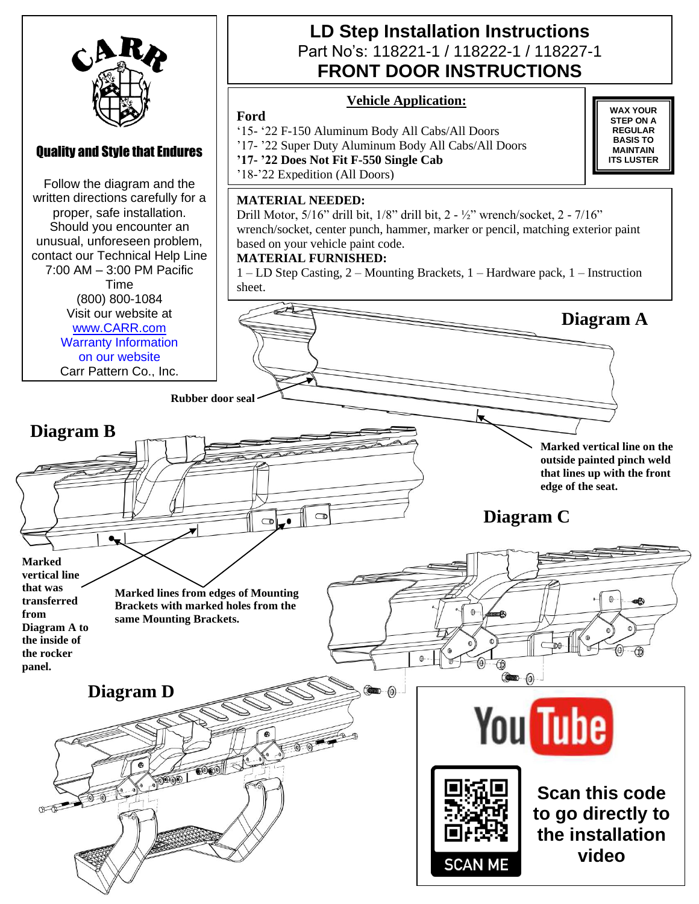CARR

**Quality and Style that Endures**

Follow the diagram and the written directions carefully for a proper, safe installation. Should you encounter an unusual, unforeseen problem, contact our Technical Help Line 7:00 AM – 3:00 PM Pacific Time
(800) 800-1084
Visit our website at
www.CARR.com
Warranty Information on our website
Carr Pattern Co., Inc.

# LD Step Installation Instructions

Part No's: 118221-1 / 118222-1 / 118227-1

## FRONT DOOR INSTRUCTIONS

### Vehicle Application:

**Ford**
'15- '22 F-150 Aluminum Body All Cabs/All Doors
'17- '22 Super Duty Aluminum Body All Cabs/All Doors
**'17- '22 Does Not Fit F-550 Single Cab**
'18-'22 Expedition (All Doors)

**WAX YOUR STEP ON A REGULAR BASIS TO MAINTAIN ITS LUSTER**

**MATERIAL NEEDED:**
Drill Motor, 5/16" drill bit, 1/8" drill bit, 2 - ½" wrench/socket, 2 - 7/16" wrench/socket, center punch, hammer, marker or pencil, matching exterior paint based on your vehicle paint code.

**MATERIAL FURNISHED:**
1 – LD Step Casting, 2 – Mounting Brackets, 1 – Hardware pack, 1 – Instruction sheet.

**Diagram A**

**Rubber door seal**

**Marked vertical line on the outside painted pinch weld that lines up with the front edge of the seat.**

**Diagram B**

**Marked vertical line that was transferred from Diagram A to the inside of the rocker panel.**

**Marked lines from edges of Mounting Brackets with marked holes from the same Mounting Brackets.**

**Diagram C**

**Diagram D**

YouTube

SCAN ME

**Scan this code to go directly to the installation video**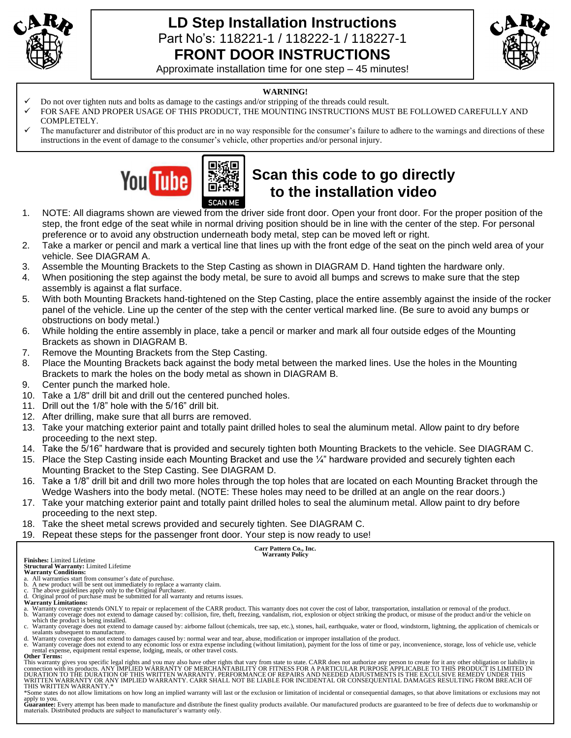# LD Step Installation Instructions

Part No's: 118221-1 / 118222-1 / 118227-1

## FRONT DOOR INSTRUCTIONS

Approximate installation time for one step – 45 minutes!

**WARNING!**

- ✓ Do not over tighten nuts and bolts as damage to the castings and/or stripping of the threads could result.
- ✓ FOR SAFE AND PROPER USAGE OF THIS PRODUCT, THE MOUNTING INSTRUCTIONS MUST BE FOLLOWED CAREFULLY AND COMPLETELY.
- ✓ The manufacturer and distributor of this product are in no way responsible for the consumer's failure to adhere to the warnings and directions of these instructions in the event of damage to the consumer's vehicle, other properties and/or personal injury.

SCAN ME

**Scan this code to go directly to the installation video**

1. NOTE: All diagrams shown are viewed from the driver side front door. Open your front door. For the proper position of the step, the front edge of the seat while in normal driving position should be in line with the center of the step. For personal preference or to avoid any obstruction underneath body metal, step can be moved left or right.
2. Take a marker or pencil and mark a vertical line that lines up with the front edge of the seat on the pinch weld area of your vehicle. See DIAGRAM A.
3. Assemble the Mounting Brackets to the Step Casting as shown in DIAGRAM D. Hand tighten the hardware only.
4. When positioning the step against the body metal, be sure to avoid all bumps and screws to make sure that the step assembly is against a flat surface.
5. With both Mounting Brackets hand-tightened on the Step Casting, place the entire assembly against the inside of the rocker panel of the vehicle. Line up the center of the step with the center vertical marked line. (Be sure to avoid any bumps or obstructions on body metal.)
6. While holding the entire assembly in place, take a pencil or marker and mark all four outside edges of the Mounting Brackets as shown in DIAGRAM B.
7. Remove the Mounting Brackets from the Step Casting.
8. Place the Mounting Brackets back against the body metal between the marked lines. Use the holes in the Mounting Brackets to mark the holes on the body metal as shown in DIAGRAM B.
9. Center punch the marked hole.
10. Take a 1/8" drill bit and drill out the centered punched holes.
11. Drill out the 1/8" hole with the 5/16" drill bit.
12. After drilling, make sure that all burrs are removed.
13. Take your matching exterior paint and totally paint drilled holes to seal the aluminum metal. Allow paint to dry before proceeding to the next step.
14. Take the 5/16" hardware that is provided and securely tighten both Mounting Brackets to the vehicle. See DIAGRAM C.
15. Place the Step Casting inside each Mounting Bracket and use the ¼" hardware provided and securely tighten each Mounting Bracket to the Step Casting. See DIAGRAM D.
16. Take a 1/8" drill bit and drill two more holes through the top holes that are located on each Mounting Bracket through the Wedge Washers into the body metal. (NOTE: These holes may need to be drilled at an angle on the rear doors.)
17. Take your matching exterior paint and totally paint drilled holes to seal the aluminum metal. Allow paint to dry before proceeding to the next step.
18. Take the sheet metal screws provided and securely tighten. See DIAGRAM C.
19. Repeat these steps for the passenger front door. Your step is now ready to use!

**Carr Pattern Co., Inc.**
**Warranty Policy**

**Finishes:** Limited Lifetime
**Structural Warranty:** Limited Lifetime
**Warranty Conditions:**

a. All warranties start from consumer's date of purchase.
b. A new product will be sent out immediately to replace a warranty claim.
c. The above guidelines apply only to the Original Purchaser.
d. Original proof of purchase must be submitted for all warranty and returns issues.

**Warranty Limitations:**

a. Warranty coverage extends ONLY to repair or replacement of the CARR product. This warranty does not cover the cost of labor, transportation, installation or removal of the product.
b. Warranty coverage does not extend to damage caused by: collision, fire, theft, freezing, vandalism, riot, explosion or object striking the product, or misuse of the product and/or the vehicle on which the product is being installed.
c. Warranty coverage does not extend to damage caused by: airborne fallout (chemicals, tree sap, etc.), stones, hail, earthquake, water or flood, windstorm, lightning, the application of chemicals or sealants subsequent to manufacture.
d. Warranty coverage does not extend to damages caused by: normal wear and tear, abuse, modification or improper installation of the product.
e. Warranty coverage does not extend to any economic loss or extra expense including (without limitation), payment for the loss of time or pay, inconvenience, storage, loss of vehicle use, vehicle rental expense, equipment rental expense, lodging, meals, or other travel costs.

**Other Terms:**

This warranty gives you specific legal rights and you may also have other rights that vary from state to state. CARR does not authorize any person to create for it any other obligation or liability in connection with its products. ANY IMPLIED WARRANTY OF MERCHANTABILITY OR FITNESS FOR A PARTICULAR PURPOSE APPLICABLE TO THIS PRODUCT IS LIMITED IN DURATION TO THE DURATION OF THIS WRITTEN WARRANTY. PERFORMANCE OF REPAIRS AND NEEDED ADJUSTMENTS IS THE EXCULSIVE REMEDY UNDER THIS WRITTEN WARRANTY OR ANY IMPLIED WARRANTY. CARR SHALL NOT BE LIABLE FOR INCIDENTAL OR CONSEQUENTIAL DAMAGES RESULTING FROM BREACH OF THIS WRITTEN WARRANTY.*

*Some states do not allow limitations on how long an implied warranty will last or the exclusion or limitation of incidental or consequential damages, so that above limitations or exclusions may not apply to you.

**Guarantee:** Every attempt has been made to manufacture and distribute the finest quality products available. Our manufactured products are guaranteed to be free of defects due to workmanship or materials. Distributed products are subject to manufacturer's warranty only.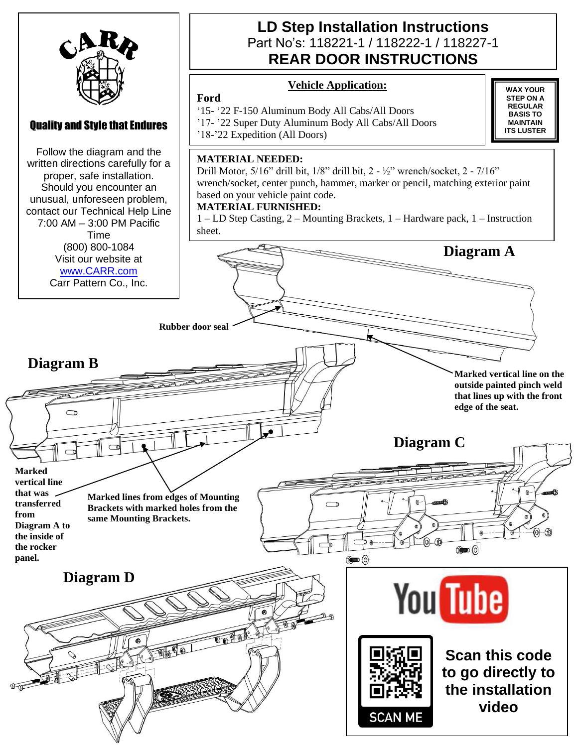# LD Step Installation Instructions

Part No's: 118221-1 / 118222-1 / 118227-1

## REAR DOOR INSTRUCTIONS

CARR

**Quality and Style that Endures**

Follow the diagram and the written directions carefully for a proper, safe installation. Should you encounter an unusual, unforeseen problem, contact our Technical Help Line 7:00 AM – 3:00 PM Pacific Time
(800) 800-1084
Visit our website at
www.CARR.com
Carr Pattern Co., Inc.

### Vehicle Application:

**Ford**

'15- '22 F-150 Aluminum Body All Cabs/All Doors
'17- '22 Super Duty Aluminum Body All Cabs/All Doors
'18-'22 Expedition (All Doors)

**WAX YOUR STEP ON A REGULAR BASIS TO MAINTAIN ITS LUSTER**

**MATERIAL NEEDED:**
Drill Motor, 5/16" drill bit, 1/8" drill bit, 2 - ½" wrench/socket, 2 - 7/16" wrench/socket, center punch, hammer, marker or pencil, matching exterior paint based on your vehicle paint code.

**MATERIAL FURNISHED:**
1 – LD Step Casting, 2 – Mounting Brackets, 1 – Hardware pack, 1 – Instruction sheet.

**Diagram A**

**Rubber door seal**

**Marked vertical line on the outside painted pinch weld that lines up with the front edge of the seat.**

**Diagram B**

**Marked vertical line that was transferred from Diagram A to the inside of the rocker panel.**

**Marked lines from edges of Mounting Brackets with marked holes from the same Mounting Brackets.**

**Diagram C**

**Diagram D**

YouTube

SCAN ME

**Scan this code to go directly to the installation video**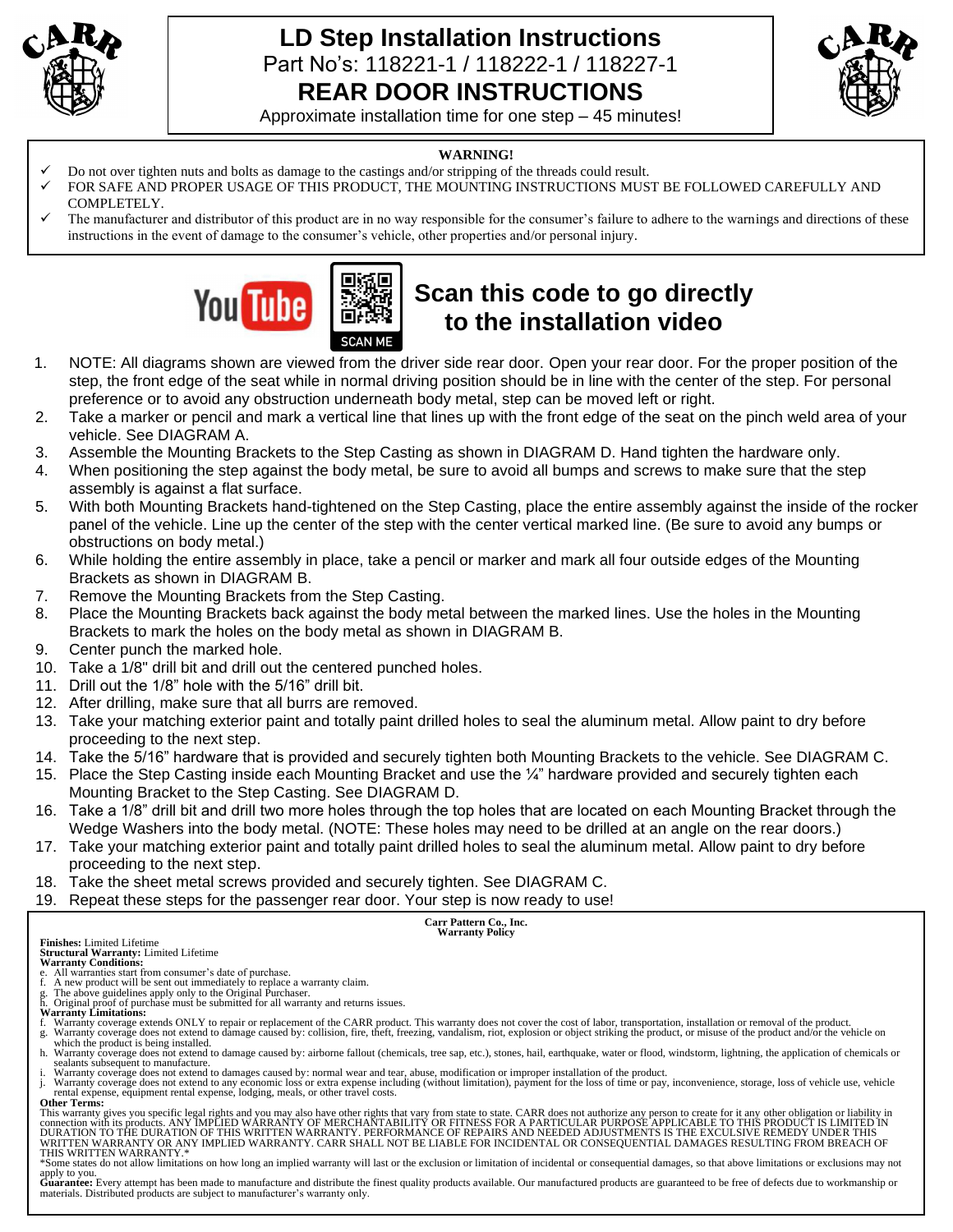# LD Step Installation Instructions

Part No's: 118221-1 / 118222-1 / 118227-1

## REAR DOOR INSTRUCTIONS

Approximate installation time for one step – 45 minutes!

**WARNING!**

- ✓ Do not over tighten nuts and bolts as damage to the castings and/or stripping of the threads could result.
- ✓ FOR SAFE AND PROPER USAGE OF THIS PRODUCT, THE MOUNTING INSTRUCTIONS MUST BE FOLLOWED CAREFULLY AND COMPLETELY.
- ✓ The manufacturer and distributor of this product are in no way responsible for the consumer's failure to adhere to the warnings and directions of these instructions in the event of damage to the consumer's vehicle, other properties and/or personal injury.

SCAN ME

**Scan this code to go directly to the installation video**

1. NOTE: All diagrams shown are viewed from the driver side rear door. Open your rear door. For the proper position of the step, the front edge of the seat while in normal driving position should be in line with the center of the step. For personal preference or to avoid any obstruction underneath body metal, step can be moved left or right.
2. Take a marker or pencil and mark a vertical line that lines up with the front edge of the seat on the pinch weld area of your vehicle. See DIAGRAM A.
3. Assemble the Mounting Brackets to the Step Casting as shown in DIAGRAM D. Hand tighten the hardware only.
4. When positioning the step against the body metal, be sure to avoid all bumps and screws to make sure that the step assembly is against a flat surface.
5. With both Mounting Brackets hand-tightened on the Step Casting, place the entire assembly against the inside of the rocker panel of the vehicle. Line up the center of the step with the center vertical marked line. (Be sure to avoid any bumps or obstructions on body metal.)
6. While holding the entire assembly in place, take a pencil or marker and mark all four outside edges of the Mounting Brackets as shown in DIAGRAM B.
7. Remove the Mounting Brackets from the Step Casting.
8. Place the Mounting Brackets back against the body metal between the marked lines. Use the holes in the Mounting Brackets to mark the holes on the body metal as shown in DIAGRAM B.
9. Center punch the marked hole.
10. Take a 1/8" drill bit and drill out the centered punched holes.
11. Drill out the 1/8" hole with the 5/16" drill bit.
12. After drilling, make sure that all burrs are removed.
13. Take your matching exterior paint and totally paint drilled holes to seal the aluminum metal. Allow paint to dry before proceeding to the next step.
14. Take the 5/16" hardware that is provided and securely tighten both Mounting Brackets to the vehicle. See DIAGRAM C.
15. Place the Step Casting inside each Mounting Bracket and use the ¼" hardware provided and securely tighten each Mounting Bracket to the Step Casting. See DIAGRAM D.
16. Take a 1/8" drill bit and drill two more holes through the top holes that are located on each Mounting Bracket through the Wedge Washers into the body metal. (NOTE: These holes may need to be drilled at an angle on the rear doors.)
17. Take your matching exterior paint and totally paint drilled holes to seal the aluminum metal. Allow paint to dry before proceeding to the next step.
18. Take the sheet metal screws provided and securely tighten. See DIAGRAM C.
19. Repeat these steps for the passenger rear door. Your step is now ready to use!

**Carr Pattern Co., Inc.**
**Warranty Policy**

**Finishes:** Limited Lifetime
**Structural Warranty:** Limited Lifetime
**Warranty Conditions:**

e. All warranties start from consumer's date of purchase.
f. A new product will be sent out immediately to replace a warranty claim.
g. The above guidelines apply only to the Original Purchaser.
h. Original proof of purchase must be submitted for all warranty and returns issues.

**Warranty Limitations:**

f. Warranty coverage extends ONLY to repair or replacement of the CARR product. This warranty does not cover the cost of labor, transportation, installation or removal of the product.
g. Warranty coverage does not extend to damage caused by: collision, fire, theft, freezing, vandalism, riot, explosion or object striking the product, or misuse of the product and/or the vehicle on which the product is being installed.
h. Warranty coverage does not extend to damage caused by: airborne fallout (chemicals, tree sap, etc.), stones, hail, earthquake, water or flood, windstorm, lightning, the application of chemicals or sealants subsequent to manufacture.
i. Warranty coverage does not extend to damages caused by: normal wear and tear, abuse, modification or improper installation of the product.
j. Warranty coverage does not extend to any economic loss or extra expense including (without limitation), payment for the loss of time or pay, inconvenience, storage, loss of vehicle use, vehicle rental expense, equipment rental expense, lodging, meals, or other travel costs.

**Other Terms:**

This warranty gives you specific legal rights and you may also have other rights that vary from state to state. CARR does not authorize any person to create for it any other obligation or liability in connection with its products. ANY IMPLIED WARRANTY OF MERCHANTABILITY OR FITNESS FOR A PARTICULAR PURPOSE APPLICABLE TO THIS PRODUCT IS LIMITED IN DURATION TO THE DURATION OF THIS WRITTEN WARRANTY. PERFORMANCE OF REPAIRS AND NEEDED ADJUSTMENTS IS THE EXCULSIVE REMEDY UNDER THIS WRITTEN WARRANTY OR ANY IMPLIED WARRANTY. CARR SHALL NOT BE LIABLE FOR INCIDENTAL OR CONSEQUENTIAL DAMAGES RESULTING FROM BREACH OF THIS WRITTEN WARRANTY.*

*Some states do not allow limitations on how long an implied warranty will last or the exclusion or limitation of incidental or consequential damages, so that above limitations or exclusions may not apply to you.

**Guarantee:** Every attempt has been made to manufacture and distribute the finest quality products available. Our manufactured products are guaranteed to be free of defects due to workmanship or materials. Distributed products are subject to manufacturer's warranty only.